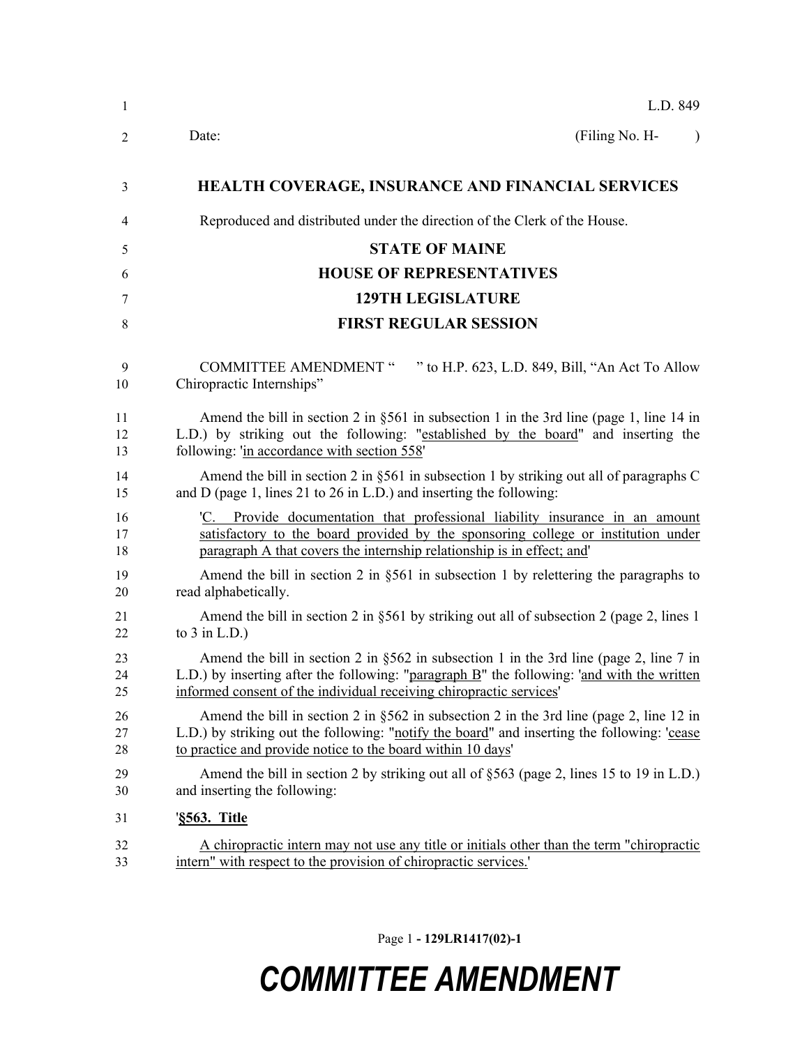L.D. 849

Date: (Filing No. H- )

# HEALTH COVERAGE, INSURANCE AND FINANCIAL SERVICES

Reproduced and distributed under the direction of the Clerk of the House.

## STATE OF MAINE
## HOUSE OF REPRESENTATIVES
## 129TH LEGISLATURE
## FIRST REGULAR SESSION

COMMITTEE AMENDMENT " " to H.P. 623, L.D. 849, Bill, "An Act To Allow Chiropractic Internships"

Amend the bill in section 2 in §561 in subsection 1 in the 3rd line (page 1, line 14 in L.D.) by striking out the following: "established by the board" and inserting the following: 'in accordance with section 558'

Amend the bill in section 2 in §561 in subsection 1 by striking out all of paragraphs C and D (page 1, lines 21 to 26 in L.D.) and inserting the following:

'C. Provide documentation that professional liability insurance in an amount satisfactory to the board provided by the sponsoring college or institution under paragraph A that covers the internship relationship is in effect; and'

Amend the bill in section 2 in §561 in subsection 1 by relettering the paragraphs to read alphabetically.

Amend the bill in section 2 in §561 by striking out all of subsection 2 (page 2, lines 1 to 3 in L.D.)

Amend the bill in section 2 in §562 in subsection 1 in the 3rd line (page 2, line 7 in L.D.) by inserting after the following: "paragraph B" the following: 'and with the written informed consent of the individual receiving chiropractic services'

Amend the bill in section 2 in §562 in subsection 2 in the 3rd line (page 2, line 12 in L.D.) by striking out the following: "notify the board" and inserting the following: 'cease to practice and provide notice to the board within 10 days'

Amend the bill in section 2 by striking out all of §563 (page 2, lines 15 to 19 in L.D.) and inserting the following:

'**§563. Title**

A chiropractic intern may not use any title or initials other than the term "chiropractic intern" with respect to the provision of chiropractic services.'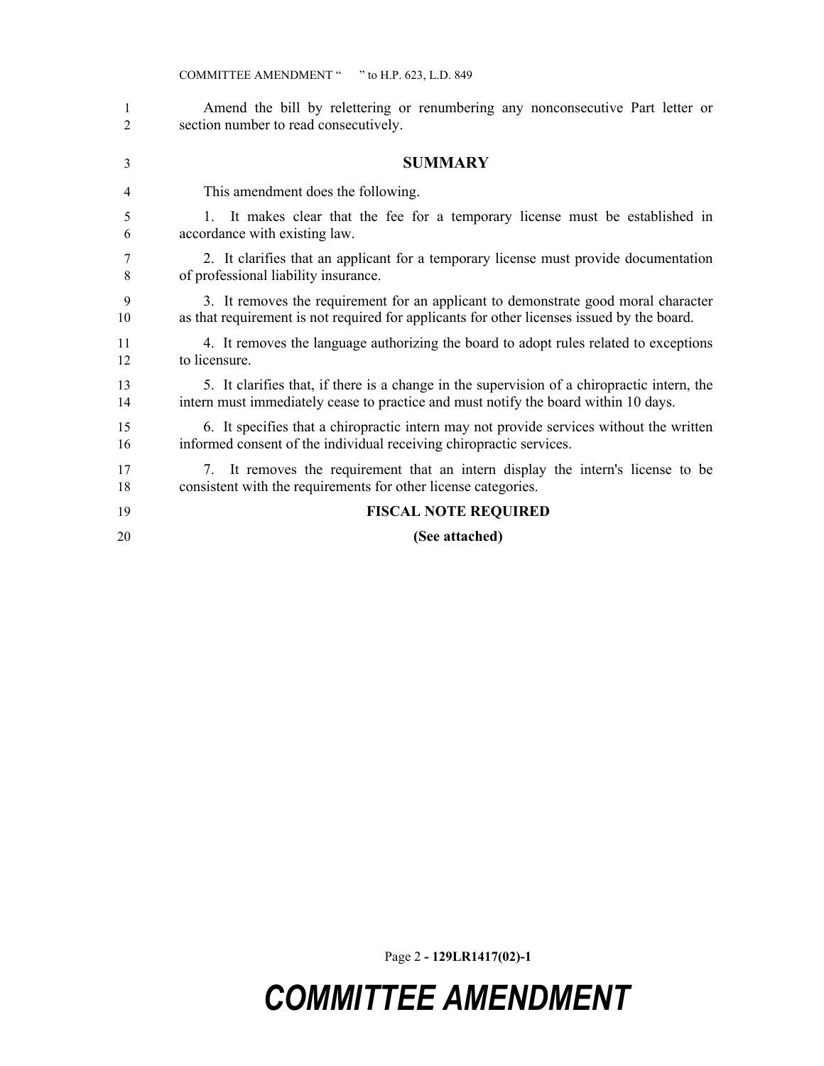Amend the bill by relettering or renumbering any nonconsecutive Part letter or section number to read consecutively.

## SUMMARY

This amendment does the following.

1. It makes clear that the fee for a temporary license must be established in accordance with existing law.

2. It clarifies that an applicant for a temporary license must provide documentation of professional liability insurance.

3. It removes the requirement for an applicant to demonstrate good moral character as that requirement is not required for applicants for other licenses issued by the board.

4. It removes the language authorizing the board to adopt rules related to exceptions to licensure.

5. It clarifies that, if there is a change in the supervision of a chiropractic intern, the intern must immediately cease to practice and must notify the board within 10 days.

6. It specifies that a chiropractic intern may not provide services without the written informed consent of the individual receiving chiropractic services.

7. It removes the requirement that an intern display the intern's license to be consistent with the requirements for other license categories.

**FISCAL NOTE REQUIRED**

**(See attached)**